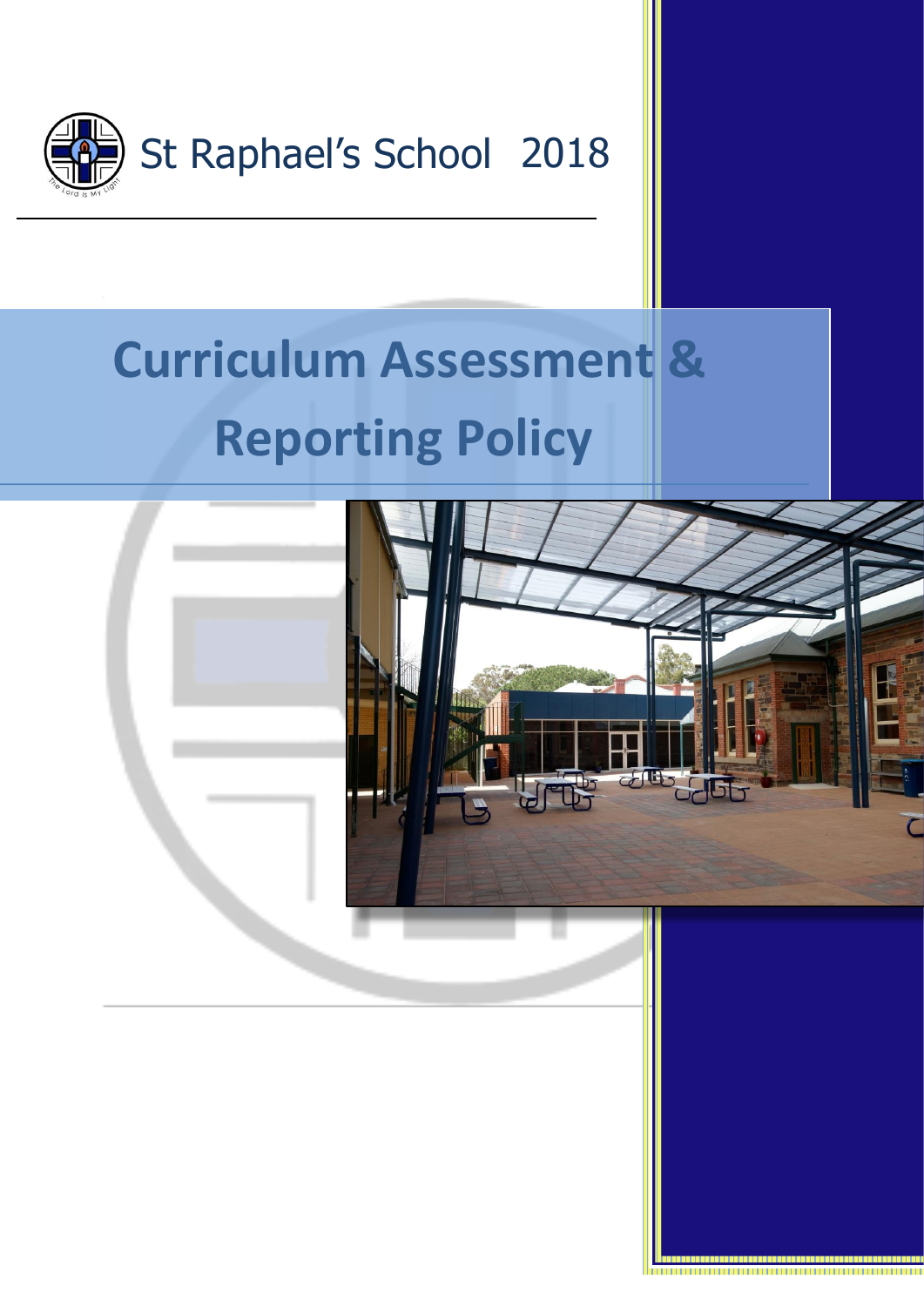St Raphael's School 2018

# Curriculum Assessment & Reporting Policy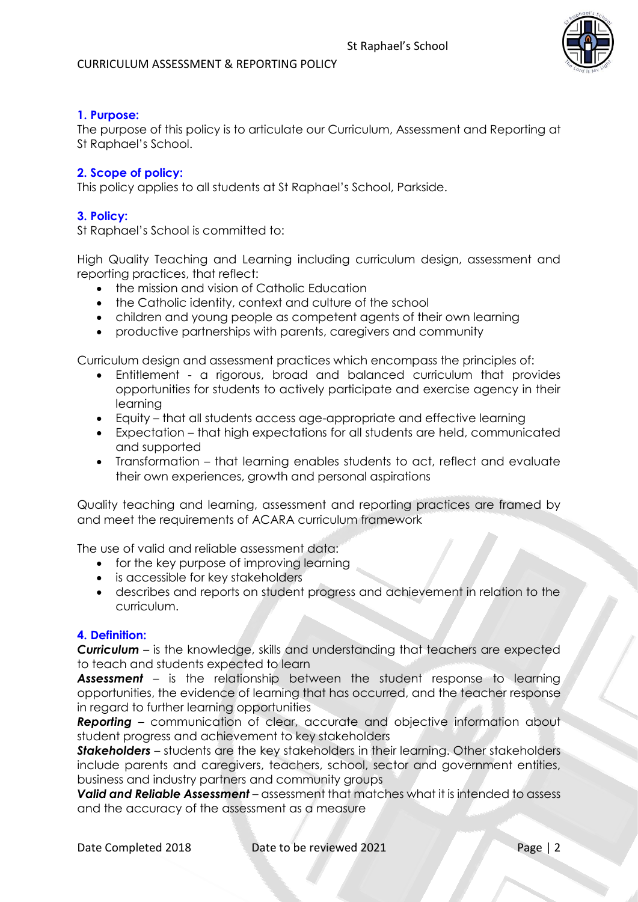## 1. Purpose:

The purpose of this policy is to articulate our Curriculum, Assessment and Reporting at St Raphael's School.

## 2. Scope of policy:

This policy applies to all students at St Raphael's School, Parkside.

## 3. Policy:

St Raphael's School is committed to:

High Quality Teaching and Learning including curriculum design, assessment and reporting practices, that reflect:

- the mission and vision of Catholic Education
- the Catholic identity, context and culture of the school
- children and young people as competent agents of their own learning
- productive partnerships with parents, caregivers and community

Curriculum design and assessment practices which encompass the principles of:

- Entitlement - a rigorous, broad and balanced curriculum that provides opportunities for students to actively participate and exercise agency in their learning
- Equity – that all students access age-appropriate and effective learning
- Expectation – that high expectations for all students are held, communicated and supported
- Transformation – that learning enables students to act, reflect and evaluate their own experiences, growth and personal aspirations

Quality teaching and learning, assessment and reporting practices are framed by and meet the requirements of ACARA curriculum framework

The use of valid and reliable assessment data:

- for the key purpose of improving learning
- is accessible for key stakeholders
- describes and reports on student progress and achievement in relation to the curriculum.

## 4. Definition:

***Curriculum*** – is the knowledge, skills and understanding that teachers are expected to teach and students expected to learn

***Assessment*** – is the relationship between the student response to learning opportunities, the evidence of learning that has occurred, and the teacher response in regard to further learning opportunities

***Reporting*** – communication of clear, accurate and objective information about student progress and achievement to key stakeholders

***Stakeholders*** – students are the key stakeholders in their learning. Other stakeholders include parents and caregivers, teachers, school, sector and government entities, business and industry partners and community groups

***Valid and Reliable Assessment*** – assessment that matches what it is intended to assess and the accuracy of the assessment as a measure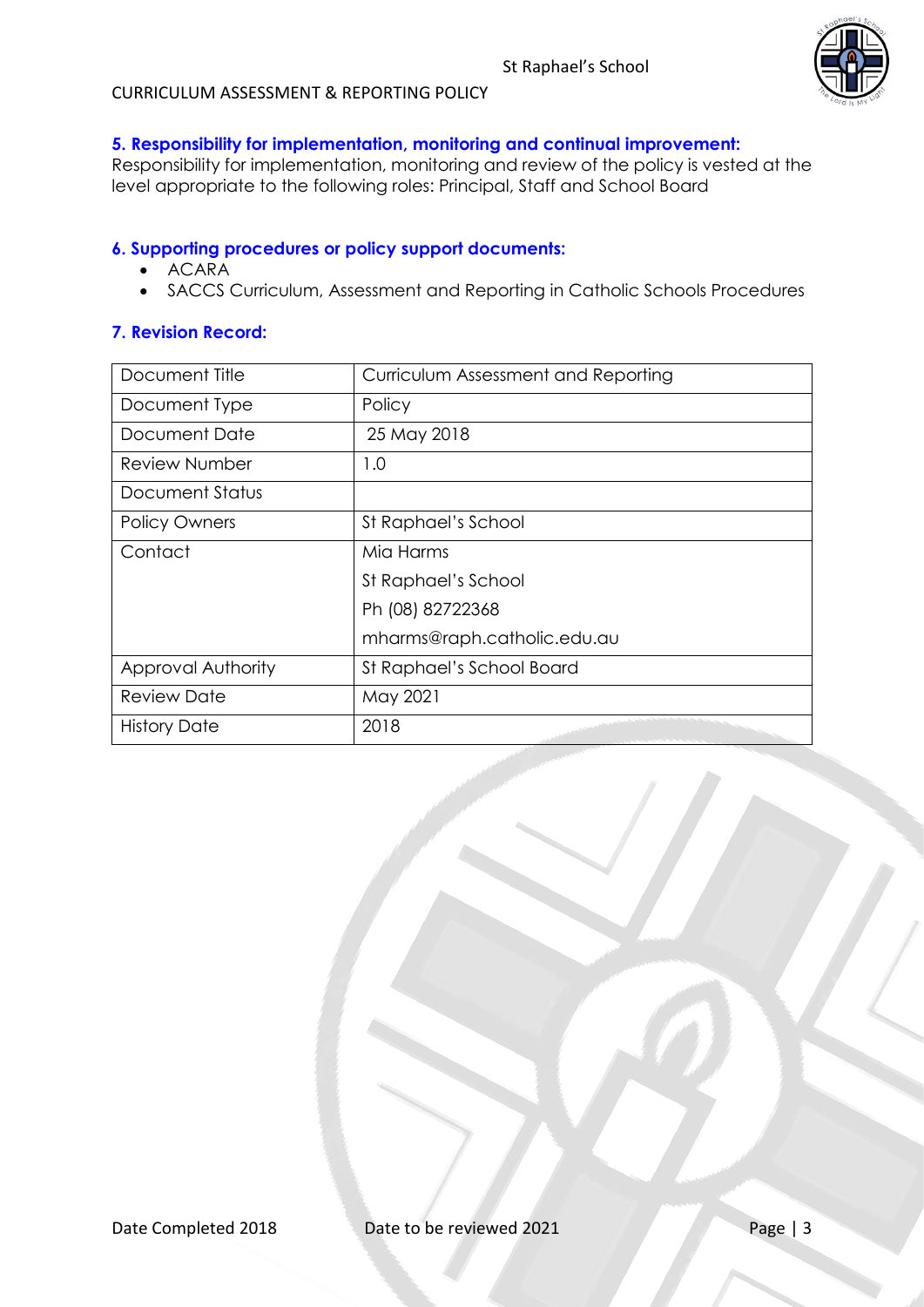### 5. Responsibility for implementation, monitoring and continual improvement:

Responsibility for implementation, monitoring and review of the policy is vested at the level appropriate to the following roles: Principal, Staff and School Board

### 6. Supporting procedures or policy support documents:

- ACARA
- SACCS Curriculum, Assessment and Reporting in Catholic Schools Procedures

### 7. Revision Record:

| | |
|---|---|
| Document Title | Curriculum Assessment and Reporting |
| Document Type | Policy |
| Document Date | 25 May 2018 |
| Review Number | 1.0 |
| Document Status | |
| Policy Owners | St Raphael's School |
| Contact | Mia Harms<br>St Raphael's School<br>Ph (08) 82722368<br>mharms@raph.catholic.edu.au |
| Approval Authority | St Raphael's School Board |
| Review Date | May 2021 |
| History Date | 2018 |